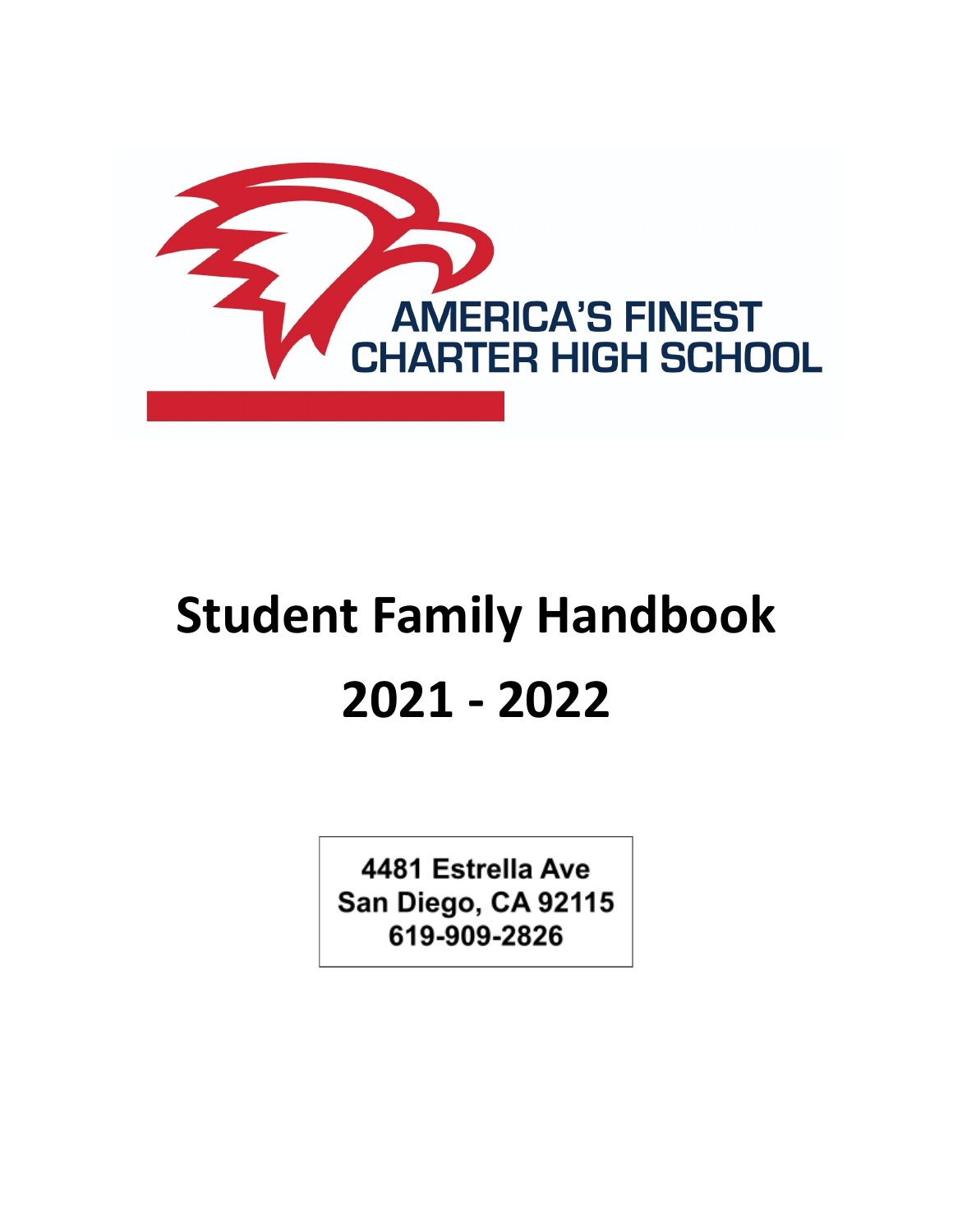AMERICA'S FINEST
CHARTER HIGH SCHOOL

# Student Family Handbook

# 2021 - 2022

4481 Estrella Ave
San Diego, CA 92115
619-909-2826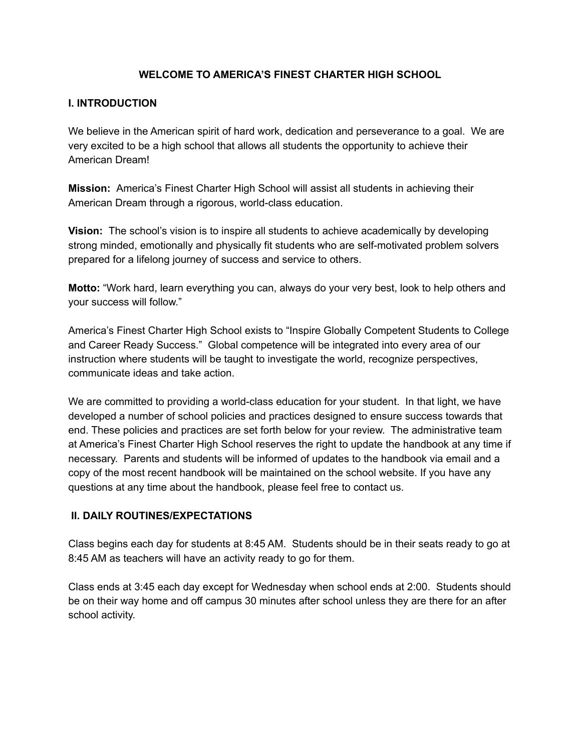# WELCOME TO AMERICA'S FINEST CHARTER HIGH SCHOOL

## I. INTRODUCTION

We believe in the American spirit of hard work, dedication and perseverance to a goal. We are very excited to be a high school that allows all students the opportunity to achieve their American Dream!

**Mission:** America's Finest Charter High School will assist all students in achieving their American Dream through a rigorous, world-class education.

**Vision:** The school's vision is to inspire all students to achieve academically by developing strong minded, emotionally and physically fit students who are self-motivated problem solvers prepared for a lifelong journey of success and service to others.

**Motto:** "Work hard, learn everything you can, always do your very best, look to help others and your success will follow."

America's Finest Charter High School exists to "Inspire Globally Competent Students to College and Career Ready Success." Global competence will be integrated into every area of our instruction where students will be taught to investigate the world, recognize perspectives, communicate ideas and take action.

We are committed to providing a world-class education for your student. In that light, we have developed a number of school policies and practices designed to ensure success towards that end. These policies and practices are set forth below for your review. The administrative team at America's Finest Charter High School reserves the right to update the handbook at any time if necessary. Parents and students will be informed of updates to the handbook via email and a copy of the most recent handbook will be maintained on the school website. If you have any questions at any time about the handbook, please feel free to contact us.

## II. DAILY ROUTINES/EXPECTATIONS

Class begins each day for students at 8:45 AM. Students should be in their seats ready to go at 8:45 AM as teachers will have an activity ready to go for them.

Class ends at 3:45 each day except for Wednesday when school ends at 2:00. Students should be on their way home and off campus 30 minutes after school unless they are there for an after school activity.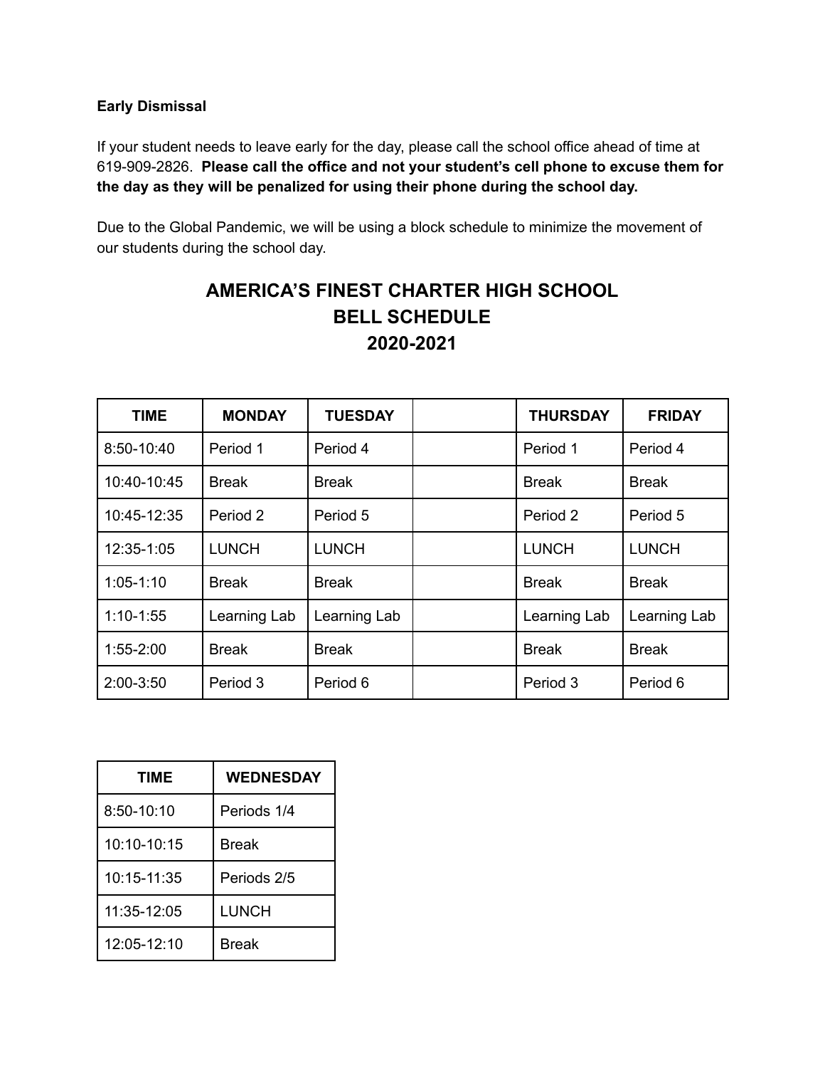**Early Dismissal**

If your student needs to leave early for the day, please call the school office ahead of time at 619-909-2826. **Please call the office and not your student's cell phone to excuse them for the day as they will be penalized for using their phone during the school day.**

Due to the Global Pandemic, we will be using a block schedule to minimize the movement of our students during the school day.

# AMERICA'S FINEST CHARTER HIGH SCHOOL
# BELL SCHEDULE
# 2020-2021

| TIME | MONDAY | TUESDAY | | THURSDAY | FRIDAY |
|---|---|---|---|---|---|
| 8:50-10:40 | Period 1 | Period 4 | | Period 1 | Period 4 |
| 10:40-10:45 | Break | Break | | Break | Break |
| 10:45-12:35 | Period 2 | Period 5 | | Period 2 | Period 5 |
| 12:35-1:05 | LUNCH | LUNCH | | LUNCH | LUNCH |
| 1:05-1:10 | Break | Break | | Break | Break |
| 1:10-1:55 | Learning Lab | Learning Lab | | Learning Lab | Learning Lab |
| 1:55-2:00 | Break | Break | | Break | Break |
| 2:00-3:50 | Period 3 | Period 6 | | Period 3 | Period 6 |

| TIME | WEDNESDAY |
|---|---|
| 8:50-10:10 | Periods 1/4 |
| 10:10-10:15 | Break |
| 10:15-11:35 | Periods 2/5 |
| 11:35-12:05 | LUNCH |
| 12:05-12:10 | Break |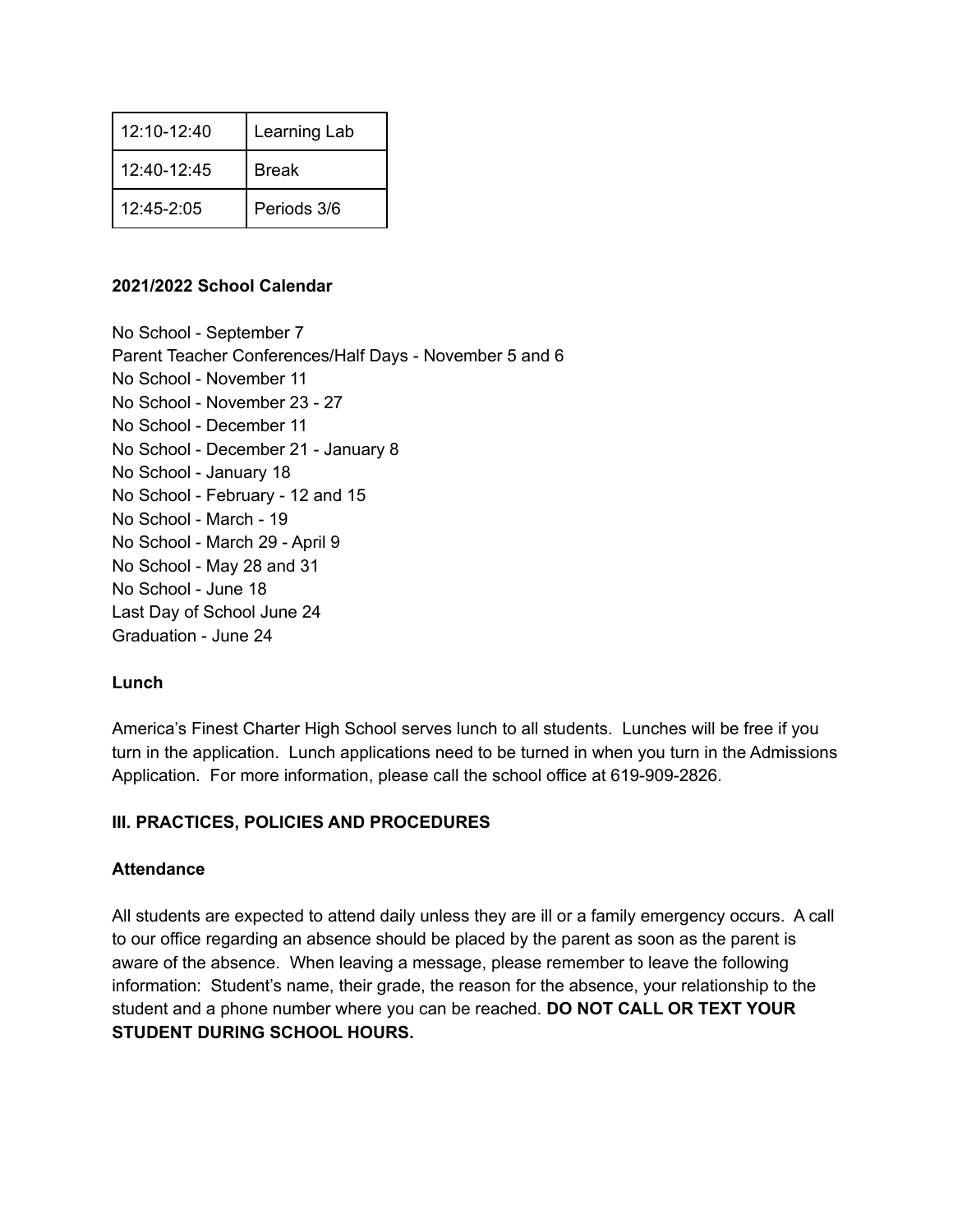| 12:10-12:40 | Learning Lab |
| --- | --- |
| 12:40-12:45 | Break |
| 12:45-2:05 | Periods 3/6 |

**2021/2022 School Calendar**

No School - September 7
Parent Teacher Conferences/Half Days - November 5 and 6
No School - November 11
No School - November 23 - 27
No School - December 11
No School - December 21 - January 8
No School - January 18
No School - February - 12 and 15
No School - March - 19
No School - March 29 - April 9
No School - May 28 and 31
No School - June 18
Last Day of School June 24
Graduation - June 24

**Lunch**

America's Finest Charter High School serves lunch to all students. Lunches will be free if you turn in the application. Lunch applications need to be turned in when you turn in the Admissions Application. For more information, please call the school office at 619-909-2826.

## III. PRACTICES, POLICIES AND PROCEDURES

**Attendance**

All students are expected to attend daily unless they are ill or a family emergency occurs. A call to our office regarding an absence should be placed by the parent as soon as the parent is aware of the absence. When leaving a message, please remember to leave the following information: Student's name, their grade, the reason for the absence, your relationship to the student and a phone number where you can be reached. **DO NOT CALL OR TEXT YOUR STUDENT DURING SCHOOL HOURS.**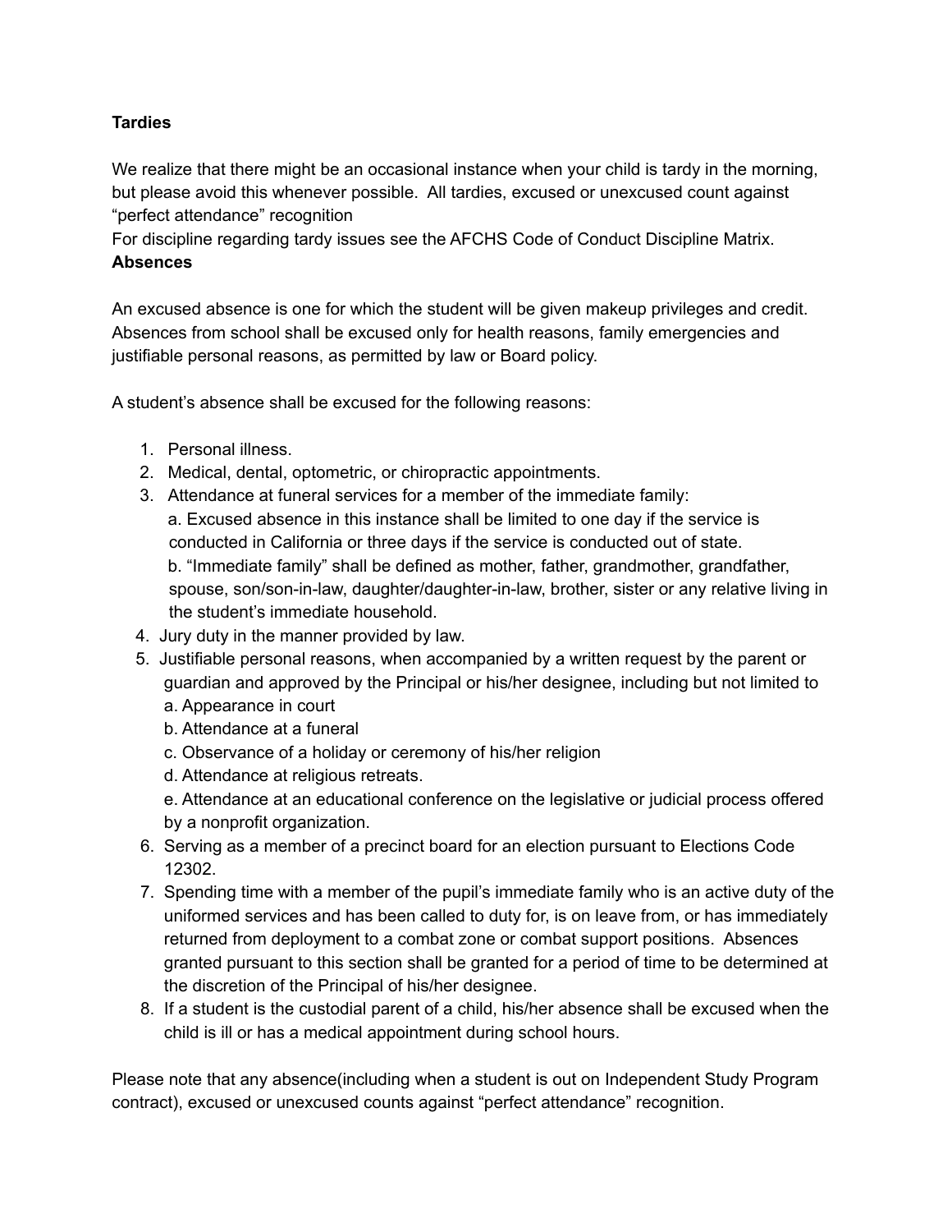**Tardies**

We realize that there might be an occasional instance when your child is tardy in the morning, but please avoid this whenever possible. All tardies, excused or unexcused count against "perfect attendance" recognition

For discipline regarding tardy issues see the AFCHS Code of Conduct Discipline Matrix.

**Absences**

An excused absence is one for which the student will be given makeup privileges and credit. Absences from school shall be excused only for health reasons, family emergencies and justifiable personal reasons, as permitted by law or Board policy.

A student's absence shall be excused for the following reasons:

1. Personal illness.
2. Medical, dental, optometric, or chiropractic appointments.
3. Attendance at funeral services for a member of the immediate family:
   a. Excused absence in this instance shall be limited to one day if the service is conducted in California or three days if the service is conducted out of state.
   b. "Immediate family" shall be defined as mother, father, grandmother, grandfather, spouse, son/son-in-law, daughter/daughter-in-law, brother, sister or any relative living in the student's immediate household.
4. Jury duty in the manner provided by law.
5. Justifiable personal reasons, when accompanied by a written request by the parent or guardian and approved by the Principal or his/her designee, including but not limited to
   a. Appearance in court
   b. Attendance at a funeral
   c. Observance of a holiday or ceremony of his/her religion
   d. Attendance at religious retreats.
   e. Attendance at an educational conference on the legislative or judicial process offered by a nonprofit organization.
6. Serving as a member of a precinct board for an election pursuant to Elections Code 12302.
7. Spending time with a member of the pupil's immediate family who is an active duty of the uniformed services and has been called to duty for, is on leave from, or has immediately returned from deployment to a combat zone or combat support positions. Absences granted pursuant to this section shall be granted for a period of time to be determined at the discretion of the Principal of his/her designee.
8. If a student is the custodial parent of a child, his/her absence shall be excused when the child is ill or has a medical appointment during school hours.

Please note that any absence(including when a student is out on Independent Study Program contract), excused or unexcused counts against "perfect attendance" recognition.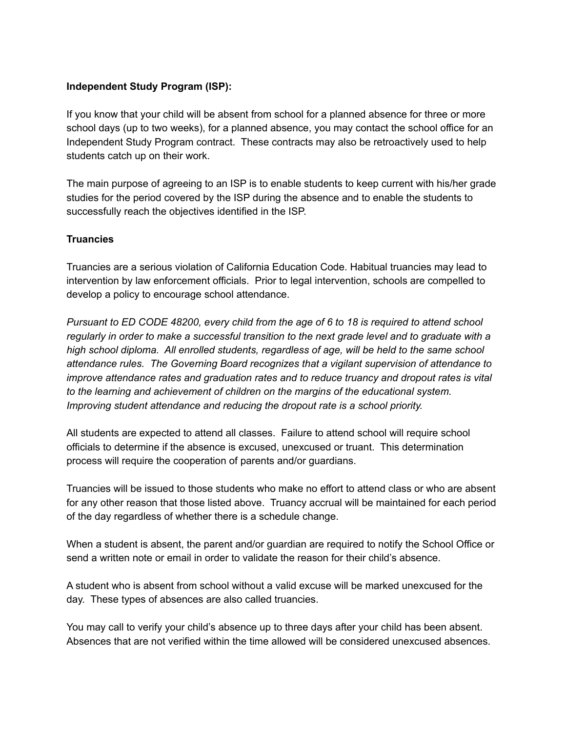**Independent Study Program (ISP):**

If you know that your child will be absent from school for a planned absence for three or more school days (up to two weeks), for a planned absence, you may contact the school office for an Independent Study Program contract. These contracts may also be retroactively used to help students catch up on their work.

The main purpose of agreeing to an ISP is to enable students to keep current with his/her grade studies for the period covered by the ISP during the absence and to enable the students to successfully reach the objectives identified in the ISP.

**Truancies**

Truancies are a serious violation of California Education Code. Habitual truancies may lead to intervention by law enforcement officials. Prior to legal intervention, schools are compelled to develop a policy to encourage school attendance.

*Pursuant to ED CODE 48200, every child from the age of 6 to 18 is required to attend school regularly in order to make a successful transition to the next grade level and to graduate with a high school diploma. All enrolled students, regardless of age, will be held to the same school attendance rules. The Governing Board recognizes that a vigilant supervision of attendance to improve attendance rates and graduation rates and to reduce truancy and dropout rates is vital to the learning and achievement of children on the margins of the educational system. Improving student attendance and reducing the dropout rate is a school priority.*

All students are expected to attend all classes. Failure to attend school will require school officials to determine if the absence is excused, unexcused or truant. This determination process will require the cooperation of parents and/or guardians.

Truancies will be issued to those students who make no effort to attend class or who are absent for any other reason that those listed above. Truancy accrual will be maintained for each period of the day regardless of whether there is a schedule change.

When a student is absent, the parent and/or guardian are required to notify the School Office or send a written note or email in order to validate the reason for their child's absence.

A student who is absent from school without a valid excuse will be marked unexcused for the day. These types of absences are also called truancies.

You may call to verify your child's absence up to three days after your child has been absent. Absences that are not verified within the time allowed will be considered unexcused absences.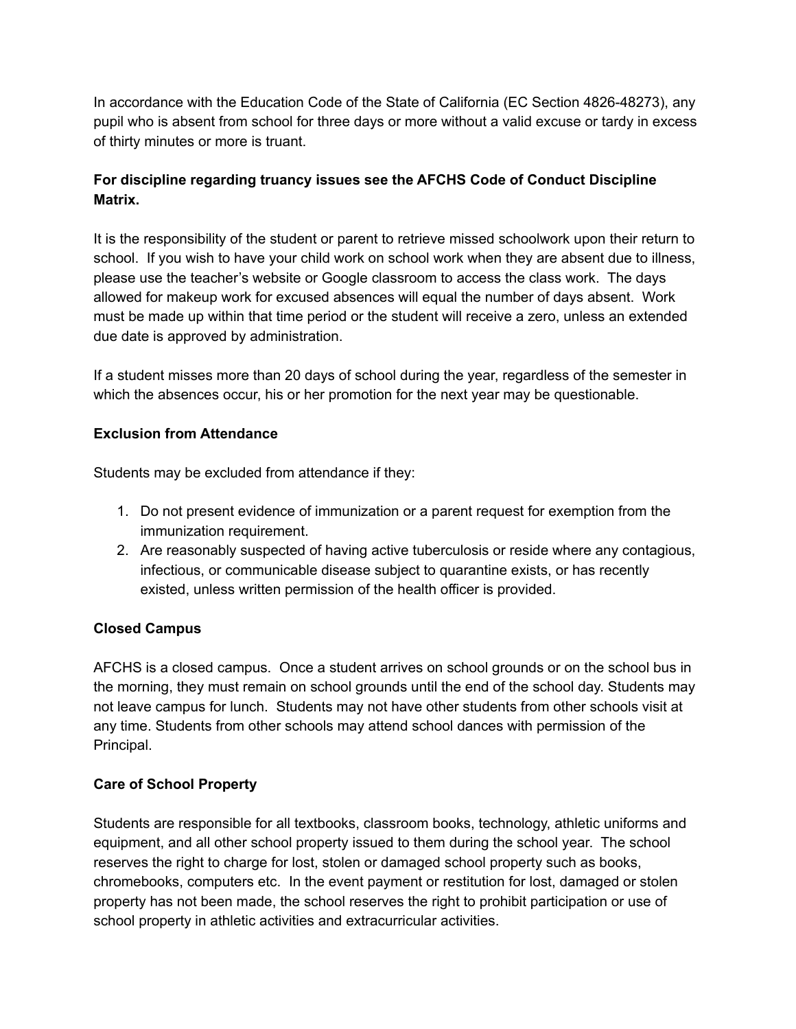In accordance with the Education Code of the State of California (EC Section 4826-48273), any pupil who is absent from school for three days or more without a valid excuse or tardy in excess of thirty minutes or more is truant.

**For discipline regarding truancy issues see the AFCHS Code of Conduct Discipline Matrix.**

It is the responsibility of the student or parent to retrieve missed schoolwork upon their return to school. If you wish to have your child work on school work when they are absent due to illness, please use the teacher's website or Google classroom to access the class work. The days allowed for makeup work for excused absences will equal the number of days absent. Work must be made up within that time period or the student will receive a zero, unless an extended due date is approved by administration.

If a student misses more than 20 days of school during the year, regardless of the semester in which the absences occur, his or her promotion for the next year may be questionable.

**Exclusion from Attendance**

Students may be excluded from attendance if they:

1. Do not present evidence of immunization or a parent request for exemption from the immunization requirement.
2. Are reasonably suspected of having active tuberculosis or reside where any contagious, infectious, or communicable disease subject to quarantine exists, or has recently existed, unless written permission of the health officer is provided.

**Closed Campus**

AFCHS is a closed campus. Once a student arrives on school grounds or on the school bus in the morning, they must remain on school grounds until the end of the school day. Students may not leave campus for lunch. Students may not have other students from other schools visit at any time. Students from other schools may attend school dances with permission of the Principal.

**Care of School Property**

Students are responsible for all textbooks, classroom books, technology, athletic uniforms and equipment, and all other school property issued to them during the school year. The school reserves the right to charge for lost, stolen or damaged school property such as books, chromebooks, computers etc. In the event payment or restitution for lost, damaged or stolen property has not been made, the school reserves the right to prohibit participation or use of school property in athletic activities and extracurricular activities.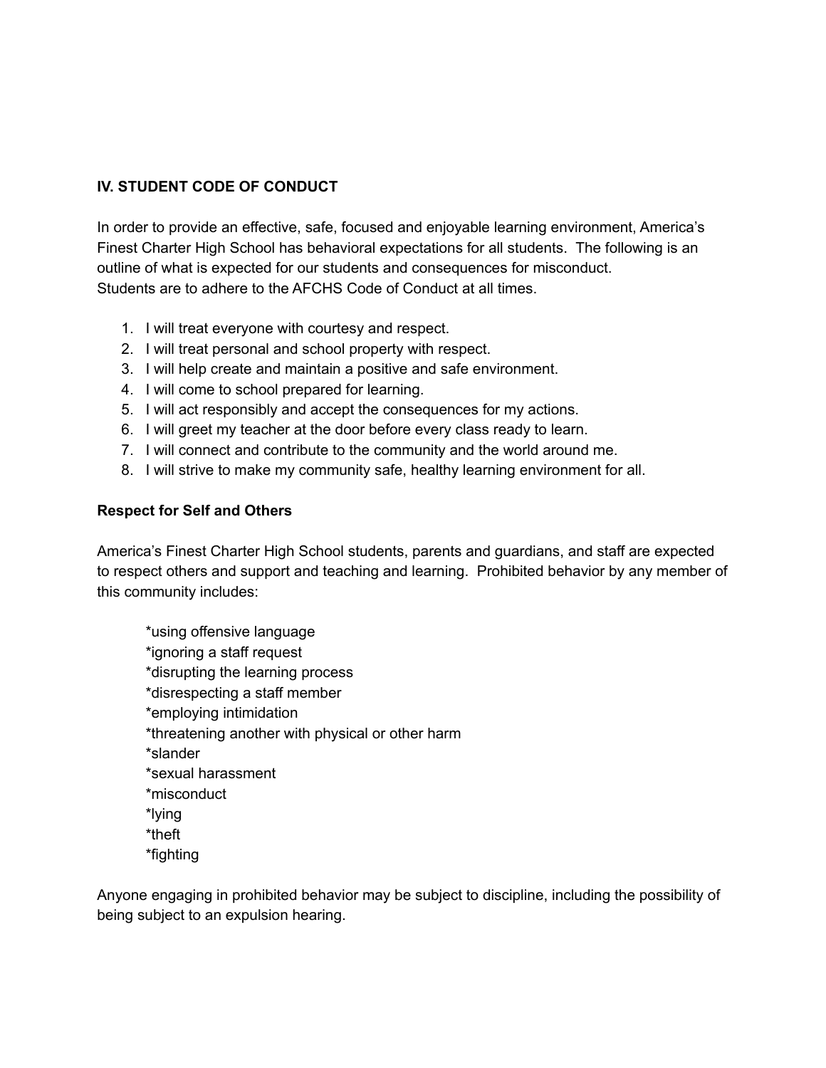## IV. STUDENT CODE OF CONDUCT

In order to provide an effective, safe, focused and enjoyable learning environment, America's Finest Charter High School has behavioral expectations for all students. The following is an outline of what is expected for our students and consequences for misconduct. Students are to adhere to the AFCHS Code of Conduct at all times.

1. I will treat everyone with courtesy and respect.
2. I will treat personal and school property with respect.
3. I will help create and maintain a positive and safe environment.
4. I will come to school prepared for learning.
5. I will act responsibly and accept the consequences for my actions.
6. I will greet my teacher at the door before every class ready to learn.
7. I will connect and contribute to the community and the world around me.
8. I will strive to make my community safe, healthy learning environment for all.

### Respect for Self and Others

America's Finest Charter High School students, parents and guardians, and staff are expected to respect others and support and teaching and learning. Prohibited behavior by any member of this community includes:

*using offensive language  
*ignoring a staff request  
*disrupting the learning process  
*disrespecting a staff member  
*employing intimidation  
*threatening another with physical or other harm  
*slander  
*sexual harassment  
*misconduct  
*lying  
*theft  
*fighting

Anyone engaging in prohibited behavior may be subject to discipline, including the possibility of being subject to an expulsion hearing.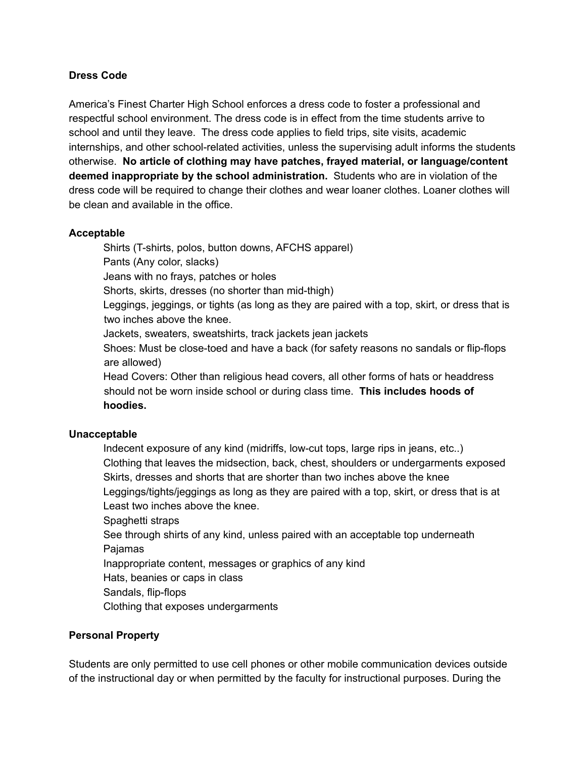**Dress Code**

America's Finest Charter High School enforces a dress code to foster a professional and respectful school environment. The dress code is in effect from the time students arrive to school and until they leave. The dress code applies to field trips, site visits, academic internships, and other school-related activities, unless the supervising adult informs the students otherwise. **No article of clothing may have patches, frayed material, or language/content deemed inappropriate by the school administration.** Students who are in violation of the dress code will be required to change their clothes and wear loaner clothes. Loaner clothes will be clean and available in the office.

**Acceptable**

- Shirts (T-shirts, polos, button downs, AFCHS apparel)
- Pants (Any color, slacks)
- Jeans with no frays, patches or holes
- Shorts, skirts, dresses (no shorter than mid-thigh)
- Leggings, jeggings, or tights (as long as they are paired with a top, skirt, or dress that is two inches above the knee.
- Jackets, sweaters, sweatshirts, track jackets jean jackets
- Shoes: Must be close-toed and have a back (for safety reasons no sandals or flip-flops are allowed)
- Head Covers: Other than religious head covers, all other forms of hats or headdress should not be worn inside school or during class time. **This includes hoods of hoodies.**

**Unacceptable**

- Indecent exposure of any kind (midriffs, low-cut tops, large rips in jeans, etc..)
- Clothing that leaves the midsection, back, chest, shoulders or undergarments exposed
- Skirts, dresses and shorts that are shorter than two inches above the knee
- Leggings/tights/jeggings as long as they are paired with a top, skirt, or dress that is at Least two inches above the knee.
- Spaghetti straps
- See through shirts of any kind, unless paired with an acceptable top underneath
- Pajamas
- Inappropriate content, messages or graphics of any kind
- Hats, beanies or caps in class
- Sandals, flip-flops
- Clothing that exposes undergarments

**Personal Property**

Students are only permitted to use cell phones or other mobile communication devices outside of the instructional day or when permitted by the faculty for instructional purposes. During the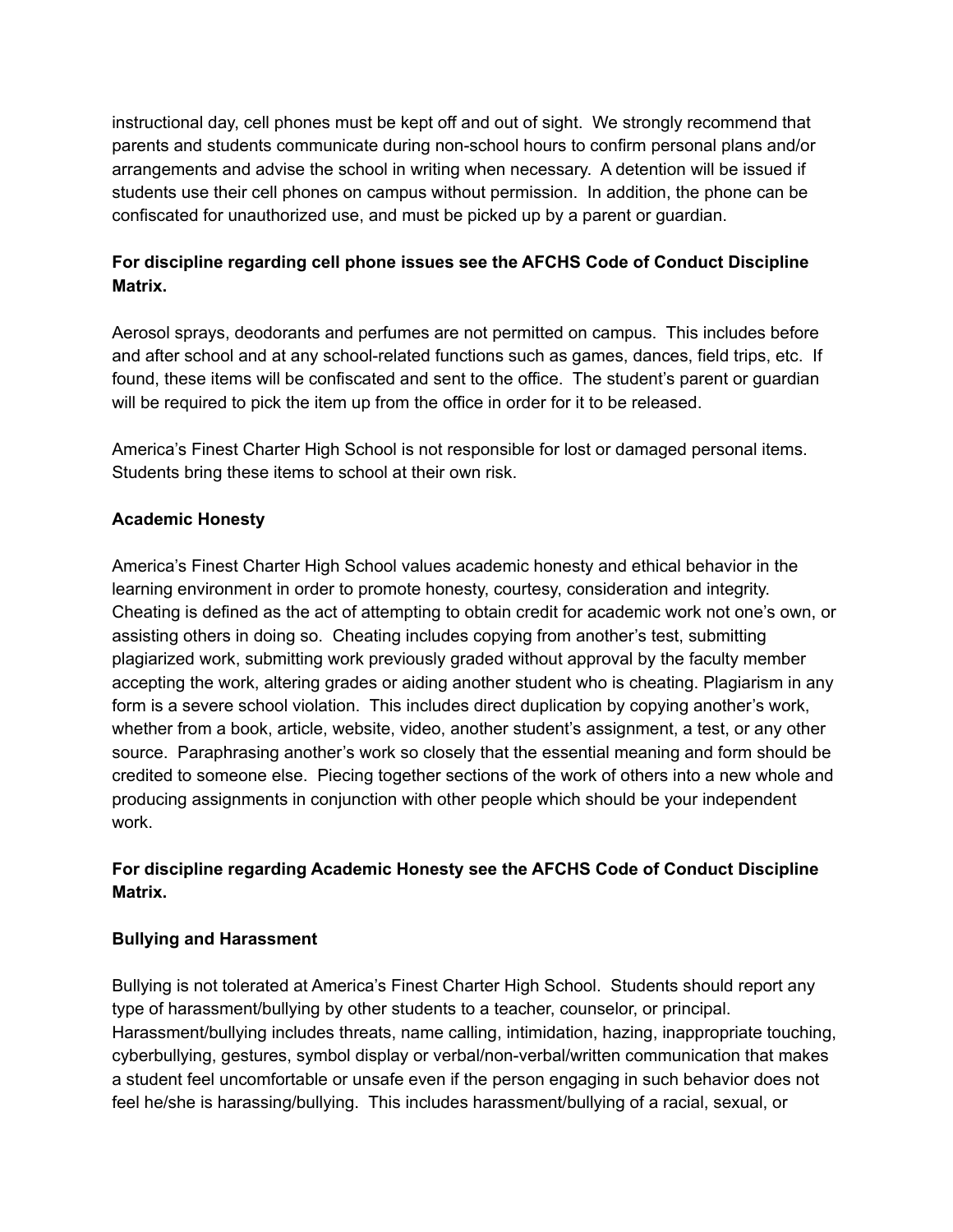instructional day, cell phones must be kept off and out of sight. We strongly recommend that parents and students communicate during non-school hours to confirm personal plans and/or arrangements and advise the school in writing when necessary. A detention will be issued if students use their cell phones on campus without permission. In addition, the phone can be confiscated for unauthorized use, and must be picked up by a parent or guardian.

**For discipline regarding cell phone issues see the AFCHS Code of Conduct Discipline Matrix.**

Aerosol sprays, deodorants and perfumes are not permitted on campus. This includes before and after school and at any school-related functions such as games, dances, field trips, etc. If found, these items will be confiscated and sent to the office. The student's parent or guardian will be required to pick the item up from the office in order for it to be released.

America's Finest Charter High School is not responsible for lost or damaged personal items. Students bring these items to school at their own risk.

**Academic Honesty**

America's Finest Charter High School values academic honesty and ethical behavior in the learning environment in order to promote honesty, courtesy, consideration and integrity. Cheating is defined as the act of attempting to obtain credit for academic work not one's own, or assisting others in doing so. Cheating includes copying from another's test, submitting plagiarized work, submitting work previously graded without approval by the faculty member accepting the work, altering grades or aiding another student who is cheating. Plagiarism in any form is a severe school violation. This includes direct duplication by copying another's work, whether from a book, article, website, video, another student's assignment, a test, or any other source. Paraphrasing another's work so closely that the essential meaning and form should be credited to someone else. Piecing together sections of the work of others into a new whole and producing assignments in conjunction with other people which should be your independent work.

**For discipline regarding Academic Honesty see the AFCHS Code of Conduct Discipline Matrix.**

**Bullying and Harassment**

Bullying is not tolerated at America's Finest Charter High School. Students should report any type of harassment/bullying by other students to a teacher, counselor, or principal. Harassment/bullying includes threats, name calling, intimidation, hazing, inappropriate touching, cyberbullying, gestures, symbol display or verbal/non-verbal/written communication that makes a student feel uncomfortable or unsafe even if the person engaging in such behavior does not feel he/she is harassing/bullying. This includes harassment/bullying of a racial, sexual, or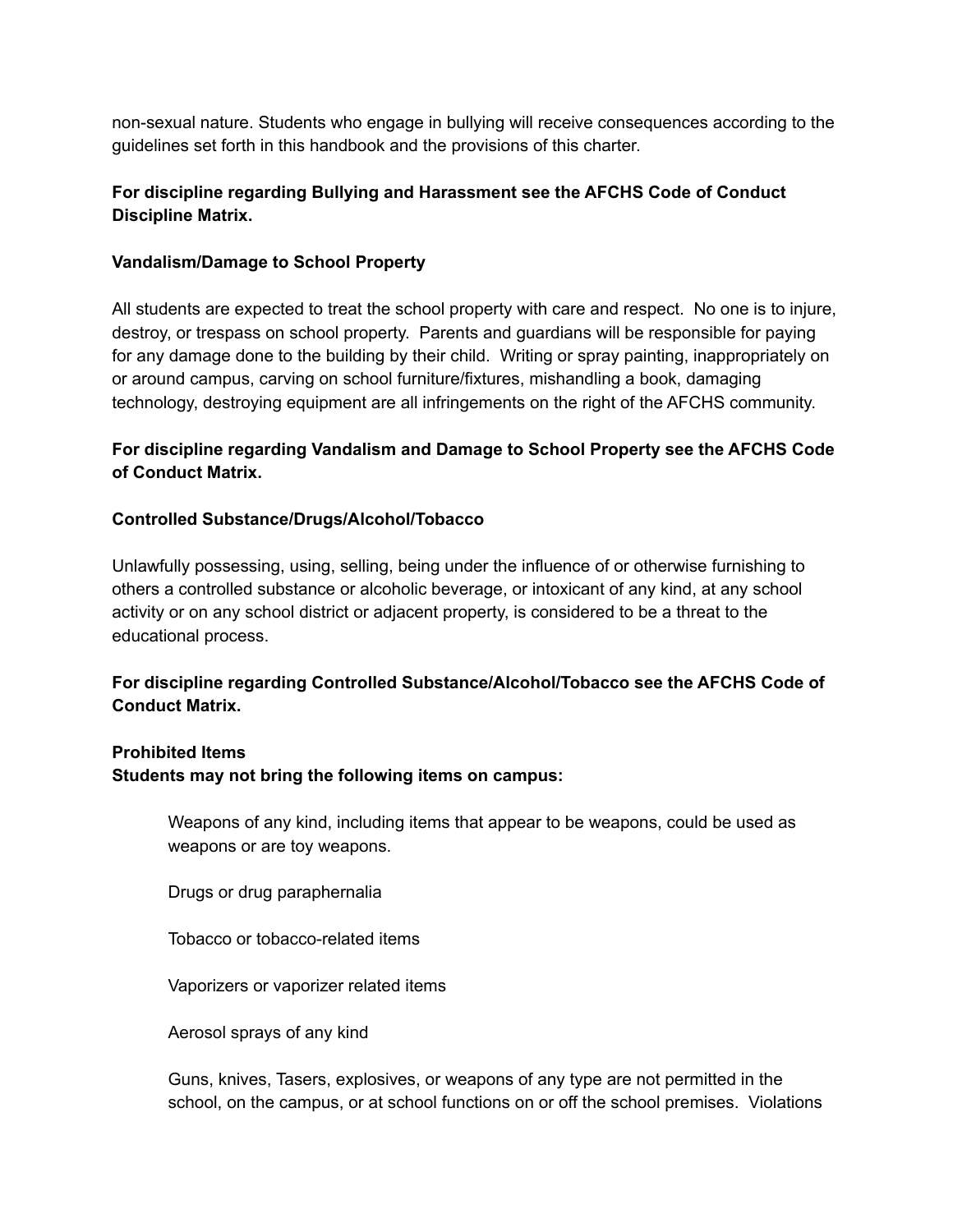non-sexual nature. Students who engage in bullying will receive consequences according to the guidelines set forth in this handbook and the provisions of this charter.

**For discipline regarding Bullying and Harassment see the AFCHS Code of Conduct Discipline Matrix.**

**Vandalism/Damage to School Property**

All students are expected to treat the school property with care and respect. No one is to injure, destroy, or trespass on school property. Parents and guardians will be responsible for paying for any damage done to the building by their child. Writing or spray painting, inappropriately on or around campus, carving on school furniture/fixtures, mishandling a book, damaging technology, destroying equipment are all infringements on the right of the AFCHS community.

**For discipline regarding Vandalism and Damage to School Property see the AFCHS Code of Conduct Matrix.**

**Controlled Substance/Drugs/Alcohol/Tobacco**

Unlawfully possessing, using, selling, being under the influence of or otherwise furnishing to others a controlled substance or alcoholic beverage, or intoxicant of any kind, at any school activity or on any school district or adjacent property, is considered to be a threat to the educational process.

**For discipline regarding Controlled Substance/Alcohol/Tobacco see the AFCHS Code of Conduct Matrix.**

**Prohibited Items**
**Students may not bring the following items on campus:**

Weapons of any kind, including items that appear to be weapons, could be used as weapons or are toy weapons.

Drugs or drug paraphernalia

Tobacco or tobacco-related items

Vaporizers or vaporizer related items

Aerosol sprays of any kind

Guns, knives, Tasers, explosives, or weapons of any type are not permitted in the school, on the campus, or at school functions on or off the school premises. Violations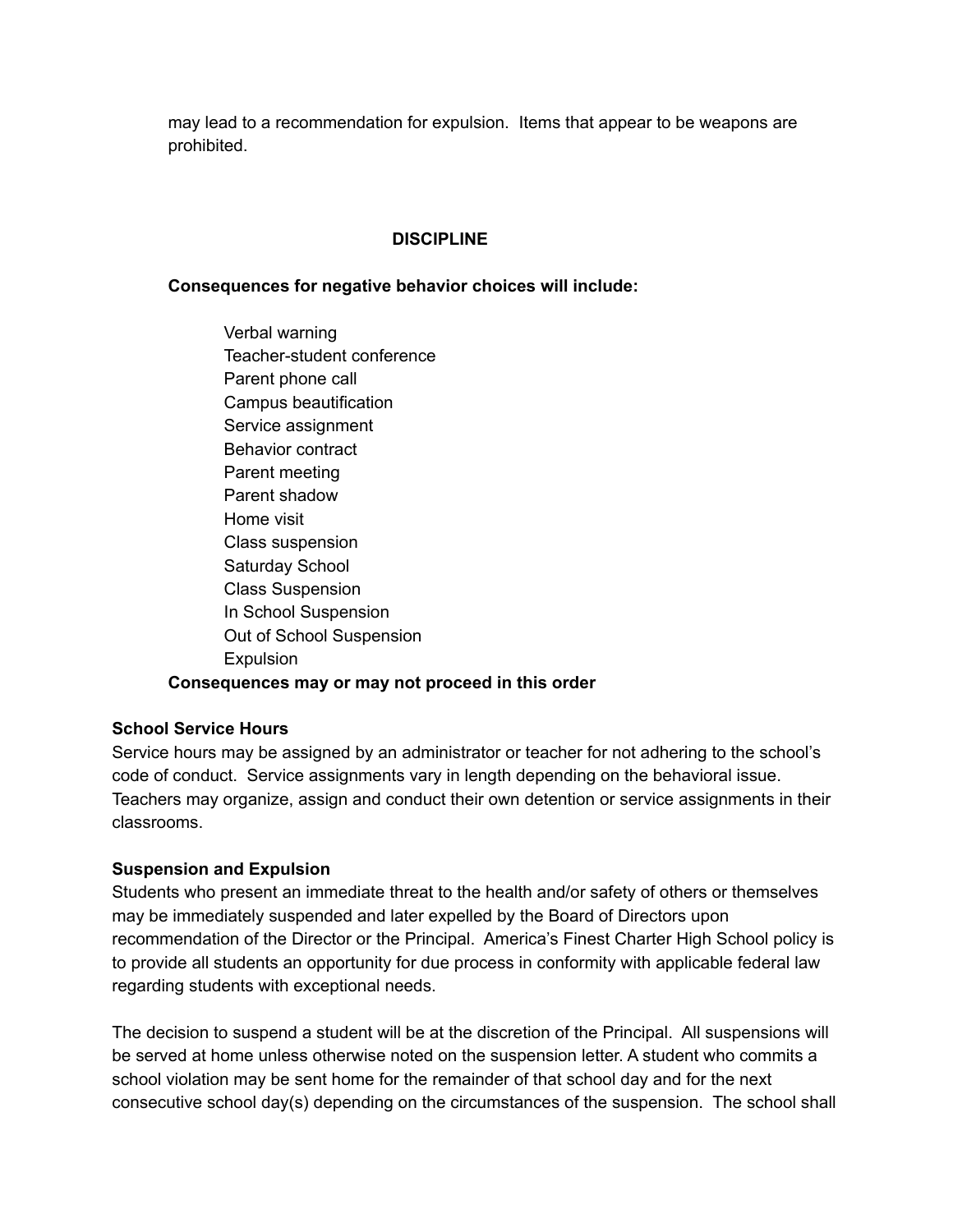may lead to a recommendation for expulsion.  Items that appear to be weapons are prohibited.

## DISCIPLINE

**Consequences for negative behavior choices will include:**

- Verbal warning
- Teacher-student conference
- Parent phone call
- Campus beautification
- Service assignment
- Behavior contract
- Parent meeting
- Parent shadow
- Home visit
- Class suspension
- Saturday School
- Class Suspension
- In School Suspension
- Out of School Suspension
- Expulsion

**Consequences may or may not proceed in this order**

### School Service Hours

Service hours may be assigned by an administrator or teacher for not adhering to the school's code of conduct.  Service assignments vary in length depending on the behavioral issue. Teachers may organize, assign and conduct their own detention or service assignments in their classrooms.

### Suspension and Expulsion

Students who present an immediate threat to the health and/or safety of others or themselves may be immediately suspended and later expelled by the Board of Directors upon recommendation of the Director or the Principal.  America's Finest Charter High School policy is to provide all students an opportunity for due process in conformity with applicable federal law regarding students with exceptional needs.

The decision to suspend a student will be at the discretion of the Principal.  All suspensions will be served at home unless otherwise noted on the suspension letter. A student who commits a school violation may be sent home for the remainder of that school day and for the next consecutive school day(s) depending on the circumstances of the suspension.  The school shall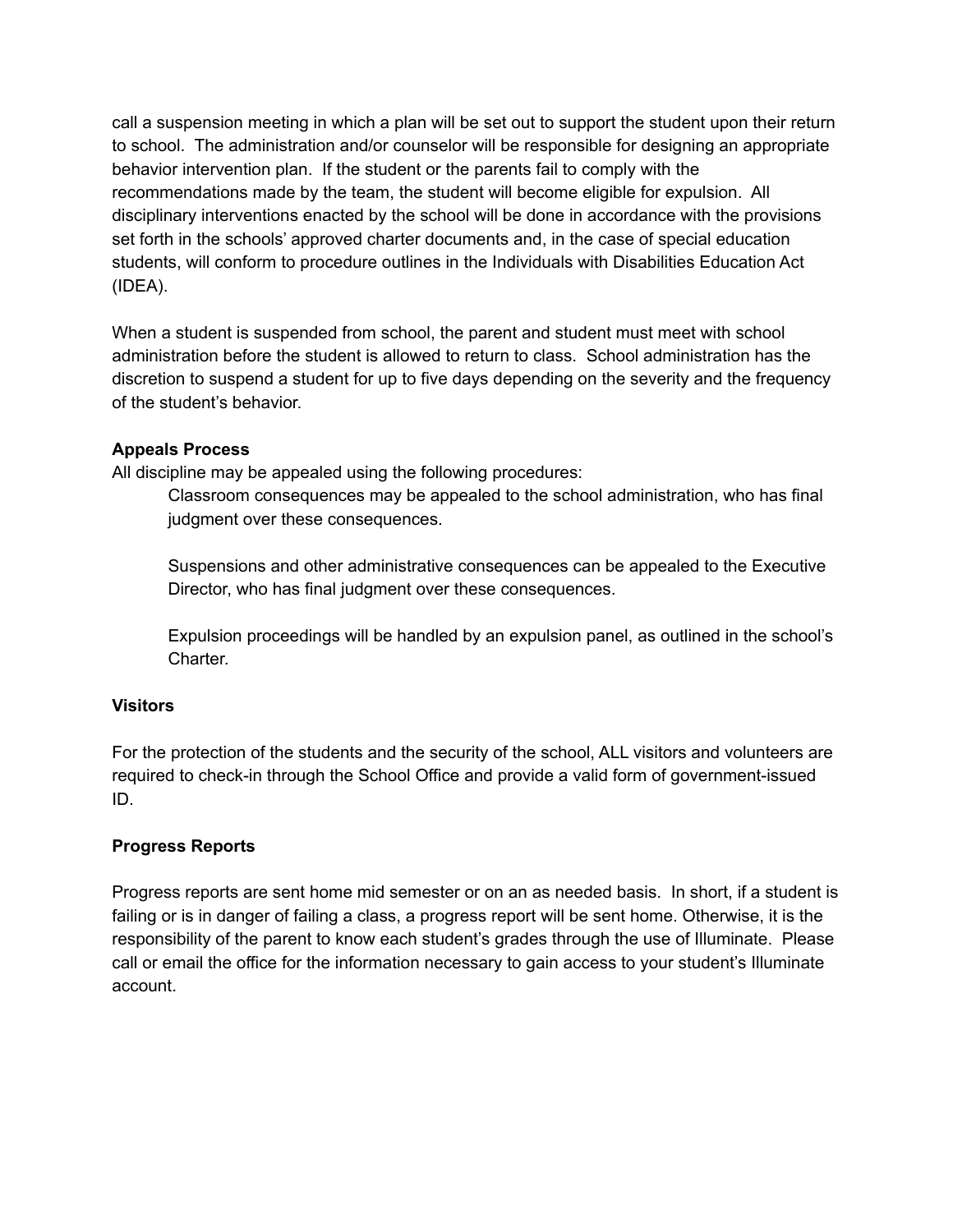call a suspension meeting in which a plan will be set out to support the student upon their return to school. The administration and/or counselor will be responsible for designing an appropriate behavior intervention plan. If the student or the parents fail to comply with the recommendations made by the team, the student will become eligible for expulsion. All disciplinary interventions enacted by the school will be done in accordance with the provisions set forth in the schools' approved charter documents and, in the case of special education students, will conform to procedure outlines in the Individuals with Disabilities Education Act (IDEA).

When a student is suspended from school, the parent and student must meet with school administration before the student is allowed to return to class. School administration has the discretion to suspend a student for up to five days depending on the severity and the frequency of the student's behavior.

**Appeals Process**

All discipline may be appealed using the following procedures:

> Classroom consequences may be appealed to the school administration, who has final judgment over these consequences.
>
> Suspensions and other administrative consequences can be appealed to the Executive Director, who has final judgment over these consequences.
>
> Expulsion proceedings will be handled by an expulsion panel, as outlined in the school's Charter.

**Visitors**

For the protection of the students and the security of the school, ALL visitors and volunteers are required to check-in through the School Office and provide a valid form of government-issued ID.

**Progress Reports**

Progress reports are sent home mid semester or on an as needed basis. In short, if a student is failing or is in danger of failing a class, a progress report will be sent home. Otherwise, it is the responsibility of the parent to know each student's grades through the use of Illuminate. Please call or email the office for the information necessary to gain access to your student's Illuminate account.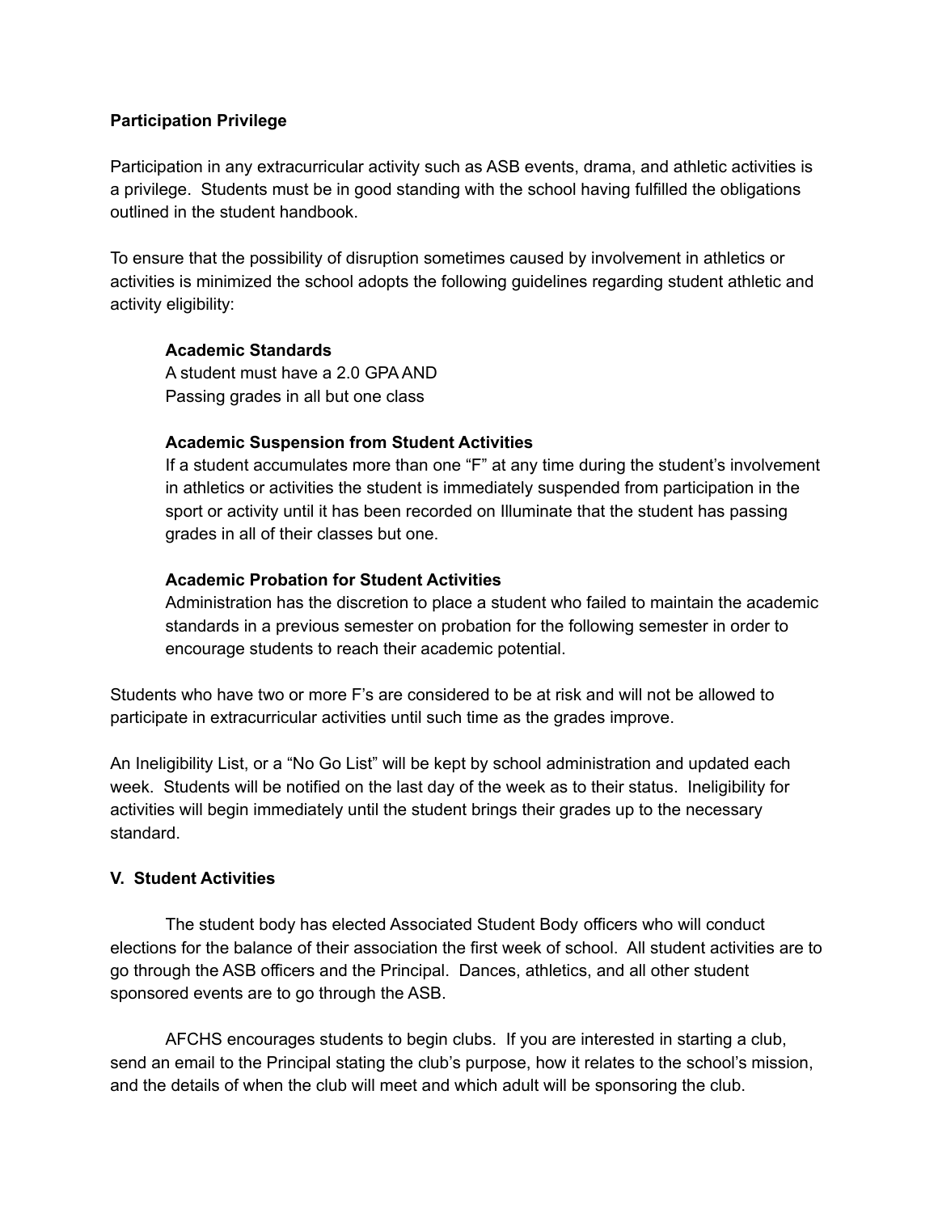**Participation Privilege**

Participation in any extracurricular activity such as ASB events, drama, and athletic activities is a privilege. Students must be in good standing with the school having fulfilled the obligations outlined in the student handbook.

To ensure that the possibility of disruption sometimes caused by involvement in athletics or activities is minimized the school adopts the following guidelines regarding student athletic and activity eligibility:

> **Academic Standards**
> A student must have a 2.0 GPA AND
> Passing grades in all but one class
>
> **Academic Suspension from Student Activities**
> If a student accumulates more than one "F" at any time during the student's involvement in athletics or activities the student is immediately suspended from participation in the sport or activity until it has been recorded on Illuminate that the student has passing grades in all of their classes but one.
>
> **Academic Probation for Student Activities**
> Administration has the discretion to place a student who failed to maintain the academic standards in a previous semester on probation for the following semester in order to encourage students to reach their academic potential.

Students who have two or more F's are considered to be at risk and will not be allowed to participate in extracurricular activities until such time as the grades improve.

An Ineligibility List, or a "No Go List" will be kept by school administration and updated each week. Students will be notified on the last day of the week as to their status. Ineligibility for activities will begin immediately until the student brings their grades up to the necessary standard.

## V. Student Activities

The student body has elected Associated Student Body officers who will conduct elections for the balance of their association the first week of school. All student activities are to go through the ASB officers and the Principal. Dances, athletics, and all other student sponsored events are to go through the ASB.

AFCHS encourages students to begin clubs. If you are interested in starting a club, send an email to the Principal stating the club's purpose, how it relates to the school's mission, and the details of when the club will meet and which adult will be sponsoring the club.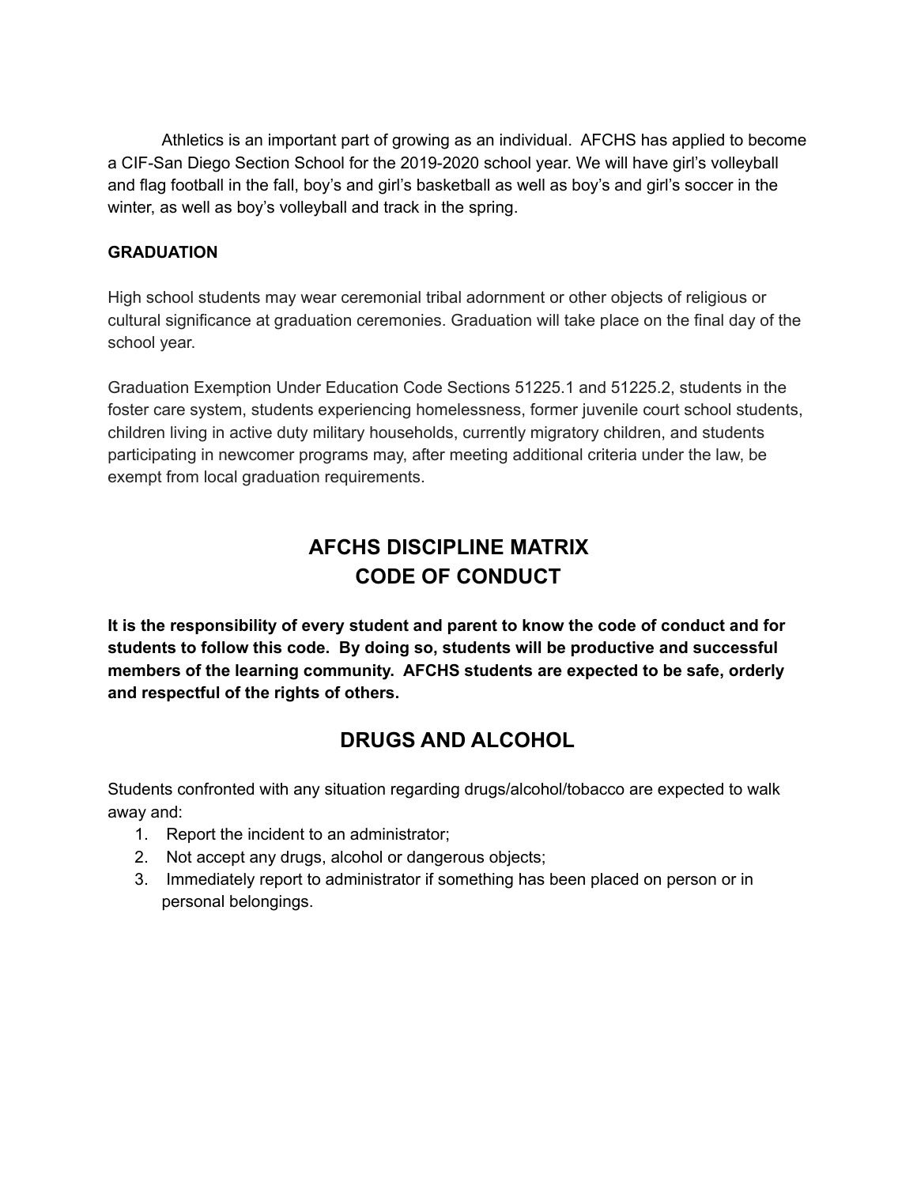Athletics is an important part of growing as an individual. AFCHS has applied to become a CIF-San Diego Section School for the 2019-2020 school year. We will have girl's volleyball and flag football in the fall, boy's and girl's basketball as well as boy's and girl's soccer in the winter, as well as boy's volleyball and track in the spring.

**GRADUATION**

High school students may wear ceremonial tribal adornment or other objects of religious or cultural significance at graduation ceremonies. Graduation will take place on the final day of the school year.

Graduation Exemption Under Education Code Sections 51225.1 and 51225.2, students in the foster care system, students experiencing homelessness, former juvenile court school students, children living in active duty military households, currently migratory children, and students participating in newcomer programs may, after meeting additional criteria under the law, be exempt from local graduation requirements.

# AFCHS DISCIPLINE MATRIX
# CODE OF CONDUCT

**It is the responsibility of every student and parent to know the code of conduct and for students to follow this code. By doing so, students will be productive and successful members of the learning community. AFCHS students are expected to be safe, orderly and respectful of the rights of others.**

## DRUGS AND ALCOHOL

Students confronted with any situation regarding drugs/alcohol/tobacco are expected to walk away and:

1. Report the incident to an administrator;
2. Not accept any drugs, alcohol or dangerous objects;
3. Immediately report to administrator if something has been placed on person or in personal belongings.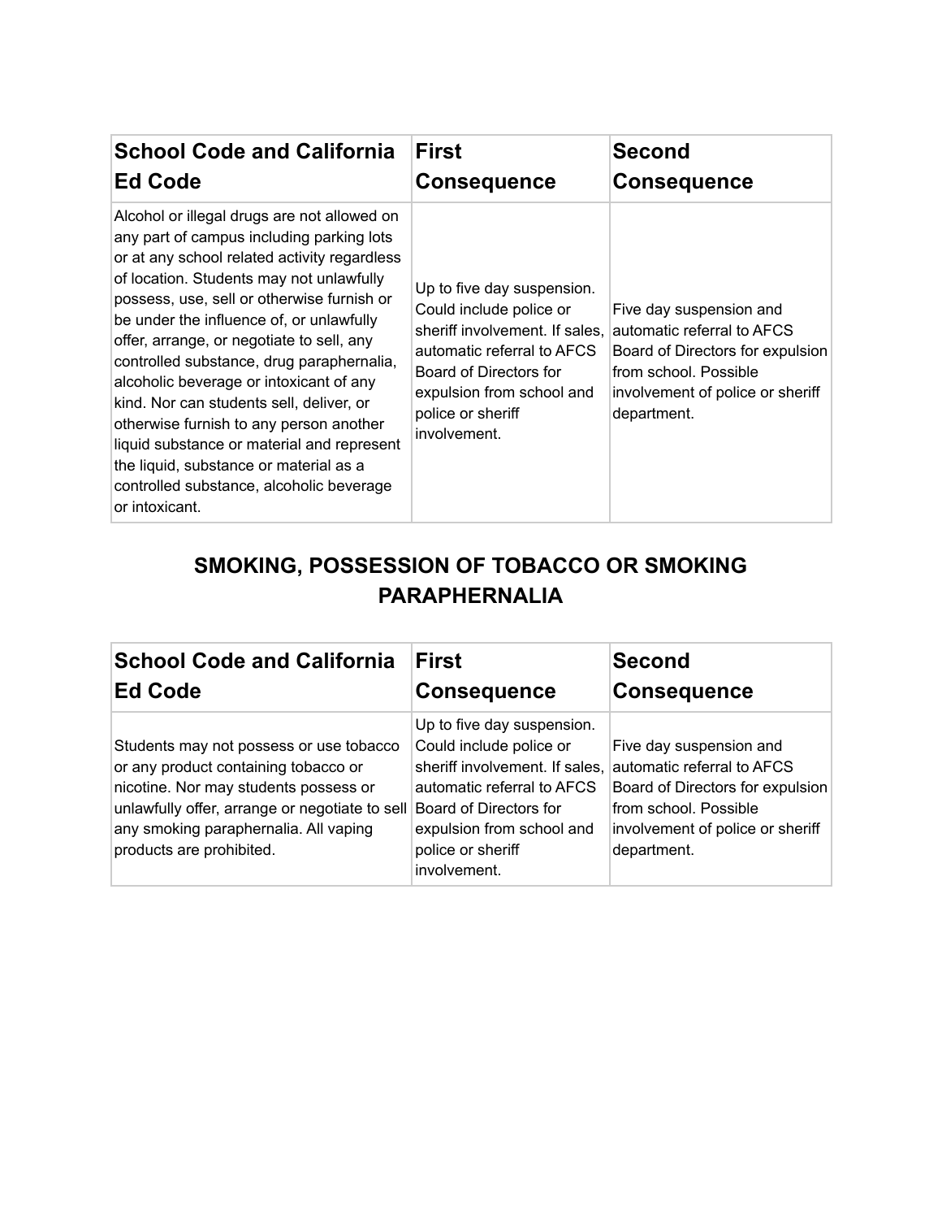| School Code and California Ed Code | First Consequence | Second Consequence |
|---|---|---|
| Alcohol or illegal drugs are not allowed on any part of campus including parking lots or at any school related activity regardless of location. Students may not unlawfully possess, use, sell or otherwise furnish or be under the influence of, or unlawfully offer, arrange, or negotiate to sell, any controlled substance, drug paraphernalia, alcoholic beverage or intoxicant of any kind. Nor can students sell, deliver, or otherwise furnish to any person another liquid substance or material and represent the liquid, substance or material as a controlled substance, alcoholic beverage or intoxicant. | Up to five day suspension. Could include police or sheriff involvement. If sales, automatic referral to AFCS Board of Directors for expulsion from school and police or sheriff involvement. | Five day suspension and automatic referral to AFCS Board of Directors for expulsion from school. Possible involvement of police or sheriff department. |

## SMOKING, POSSESSION OF TOBACCO OR SMOKING PARAPHERNALIA

| School Code and California Ed Code | First Consequence | Second Consequence |
|---|---|---|
| Students may not possess or use tobacco or any product containing tobacco or nicotine. Nor may students possess or unlawfully offer, arrange or negotiate to sell any smoking paraphernalia. All vaping products are prohibited. | Up to five day suspension. Could include police or sheriff involvement. If sales, automatic referral to AFCS Board of Directors for expulsion from school and police or sheriff involvement. | Five day suspension and automatic referral to AFCS Board of Directors for expulsion from school. Possible involvement of police or sheriff department. |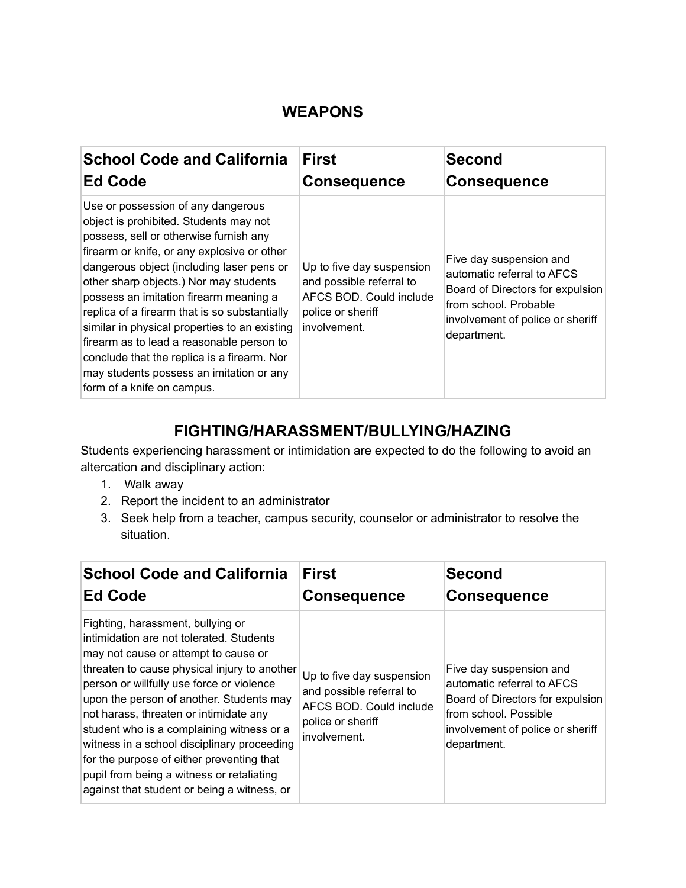## WEAPONS

| School Code and California Ed Code | First Consequence | Second Consequence |
| --- | --- | --- |
| Use or possession of any dangerous object is prohibited. Students may not possess, sell or otherwise furnish any firearm or knife, or any explosive or other dangerous object (including laser pens or other sharp objects.) Nor may students possess an imitation firearm meaning a replica of a firearm that is so substantially similar in physical properties to an existing firearm as to lead a reasonable person to conclude that the replica is a firearm. Nor may students possess an imitation or any form of a knife on campus. | Up to five day suspension and possible referral to AFCS BOD. Could include police or sheriff involvement. | Five day suspension and automatic referral to AFCS Board of Directors for expulsion from school. Probable involvement of police or sheriff department. |

## FIGHTING/HARASSMENT/BULLYING/HAZING

Students experiencing harassment or intimidation are expected to do the following to avoid an altercation and disciplinary action:

1. Walk away
2. Report the incident to an administrator
3. Seek help from a teacher, campus security, counselor or administrator to resolve the situation.

| School Code and California Ed Code | First Consequence | Second Consequence |
| --- | --- | --- |
| Fighting, harassment, bullying or intimidation are not tolerated. Students may not cause or attempt to cause or threaten to cause physical injury to another person or willfully use force or violence upon the person of another. Students may not harass, threaten or intimidate any student who is a complaining witness or a witness in a school disciplinary proceeding for the purpose of either preventing that pupil from being a witness or retaliating against that student or being a witness, or | Up to five day suspension and possible referral to AFCS BOD. Could include police or sheriff involvement. | Five day suspension and automatic referral to AFCS Board of Directors for expulsion from school. Possible involvement of police or sheriff department. |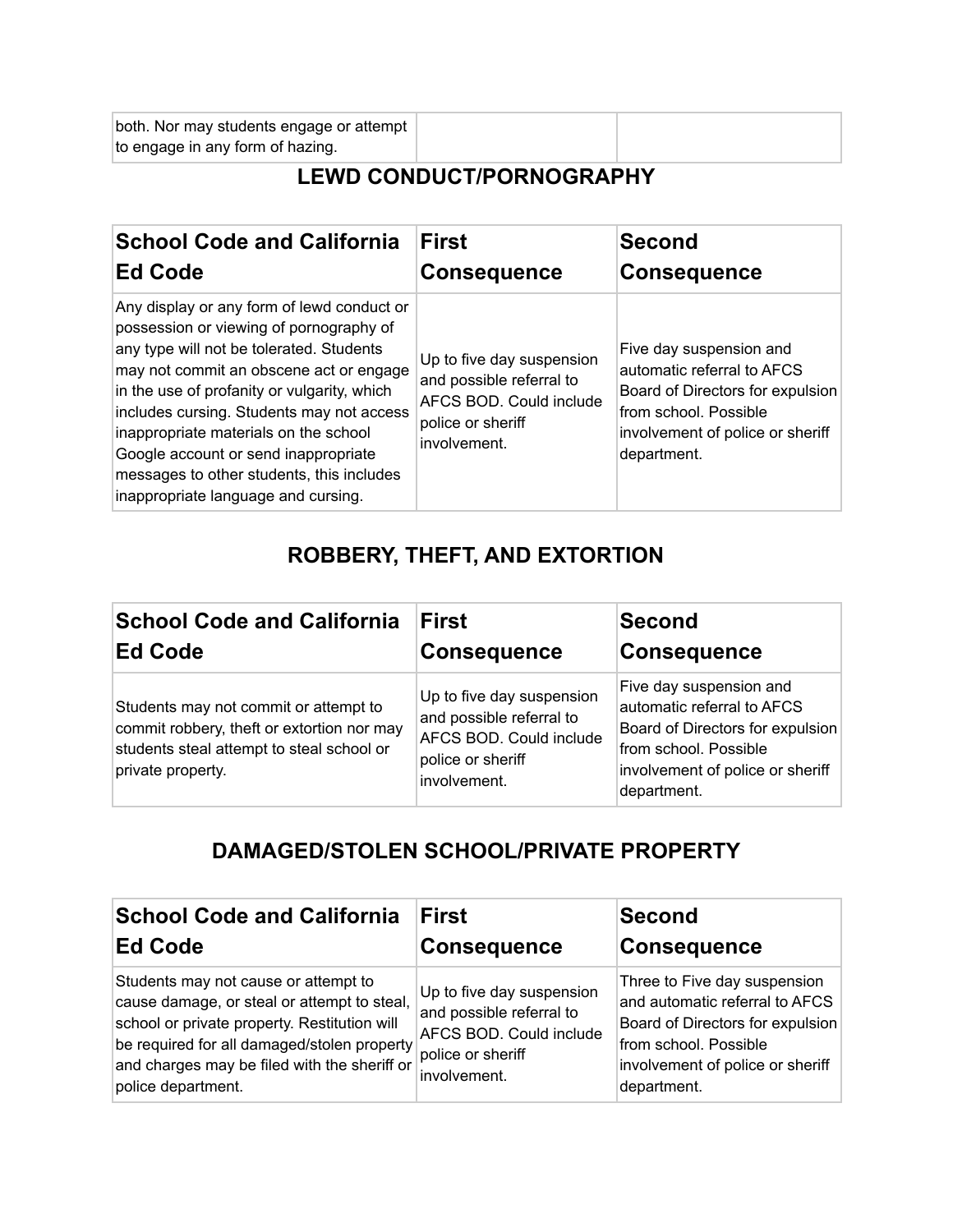| | | |
|---|---|---|
| both. Nor may students engage or attempt to engage in any form of hazing. | | |

## LEWD CONDUCT/PORNOGRAPHY

| School Code and California Ed Code | First Consequence | Second Consequence |
|---|---|---|
| Any display or any form of lewd conduct or possession or viewing of pornography of any type will not be tolerated. Students may not commit an obscene act or engage in the use of profanity or vulgarity, which includes cursing. Students may not access inappropriate materials on the school Google account or send inappropriate messages to other students, this includes inappropriate language and cursing. | Up to five day suspension and possible referral to AFCS BOD. Could include police or sheriff involvement. | Five day suspension and automatic referral to AFCS Board of Directors for expulsion from school. Possible involvement of police or sheriff department. |

## ROBBERY, THEFT, AND EXTORTION

| School Code and California Ed Code | First Consequence | Second Consequence |
|---|---|---|
| Students may not commit or attempt to commit robbery, theft or extortion nor may students steal attempt to steal school or private property. | Up to five day suspension and possible referral to AFCS BOD. Could include police or sheriff involvement. | Five day suspension and automatic referral to AFCS Board of Directors for expulsion from school. Possible involvement of police or sheriff department. |

## DAMAGED/STOLEN SCHOOL/PRIVATE PROPERTY

| School Code and California Ed Code | First Consequence | Second Consequence |
|---|---|---|
| Students may not cause or attempt to cause damage, or steal or attempt to steal, school or private property. Restitution will be required for all damaged/stolen property and charges may be filed with the sheriff or police department. | Up to five day suspension and possible referral to AFCS BOD. Could include police or sheriff involvement. | Three to Five day suspension and automatic referral to AFCS Board of Directors for expulsion from school. Possible involvement of police or sheriff department. |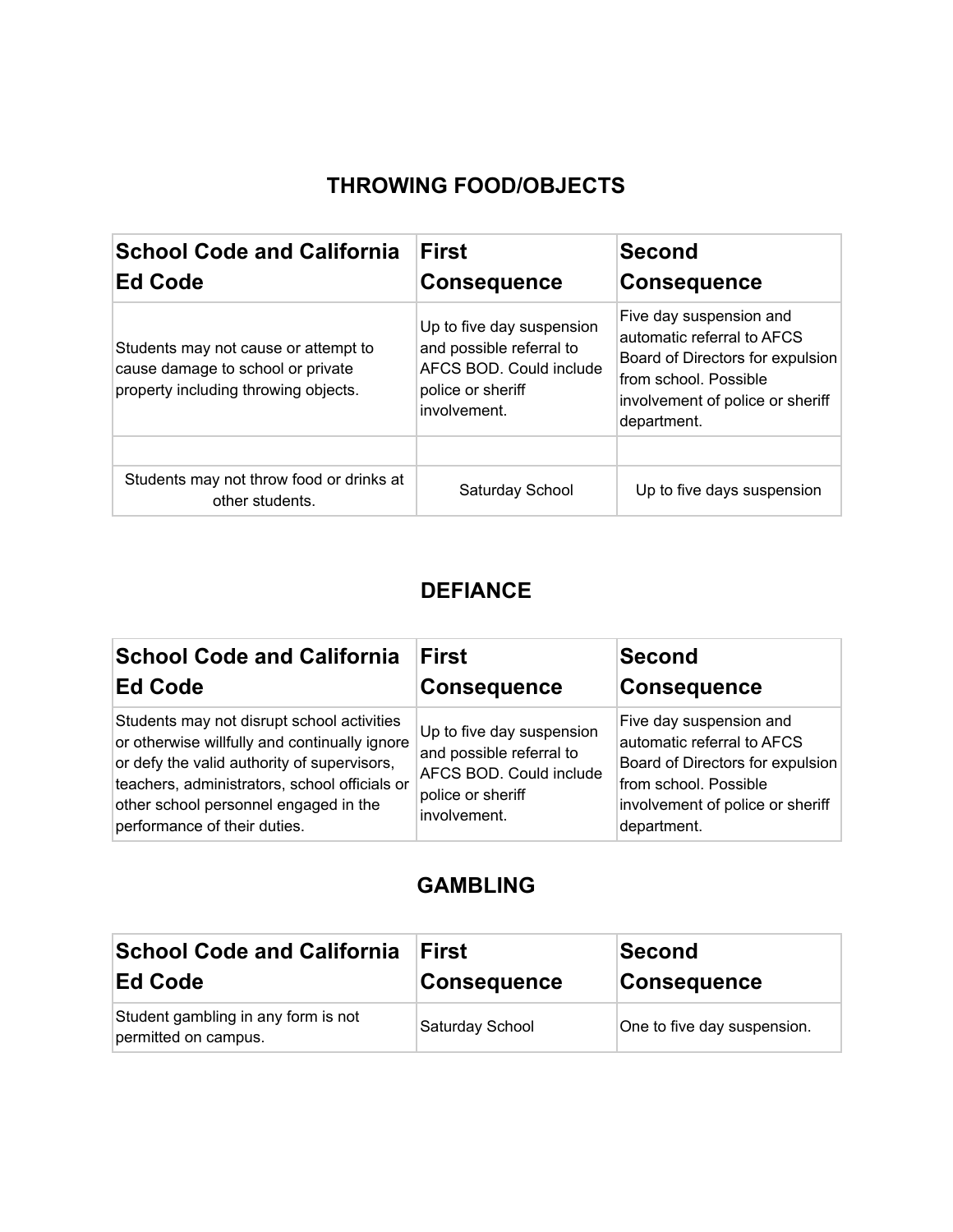## THROWING FOOD/OBJECTS

| School Code and California Ed Code | First Consequence | Second Consequence |
| --- | --- | --- |
| Students may not cause or attempt to cause damage to school or private property including throwing objects. | Up to five day suspension and possible referral to AFCS BOD. Could include police or sheriff involvement. | Five day suspension and automatic referral to AFCS Board of Directors for expulsion from school. Possible involvement of police or sheriff department. |
| | | |
| Students may not throw food or drinks at other students. | Saturday School | Up to five days suspension |

## DEFIANCE

| School Code and California Ed Code | First Consequence | Second Consequence |
| --- | --- | --- |
| Students may not disrupt school activities or otherwise willfully and continually ignore or defy the valid authority of supervisors, teachers, administrators, school officials or other school personnel engaged in the performance of their duties. | Up to five day suspension and possible referral to AFCS BOD. Could include police or sheriff involvement. | Five day suspension and automatic referral to AFCS Board of Directors for expulsion from school. Possible involvement of police or sheriff department. |

## GAMBLING

| School Code and California Ed Code | First Consequence | Second Consequence |
| --- | --- | --- |
| Student gambling in any form is not permitted on campus. | Saturday School | One to five day suspension. |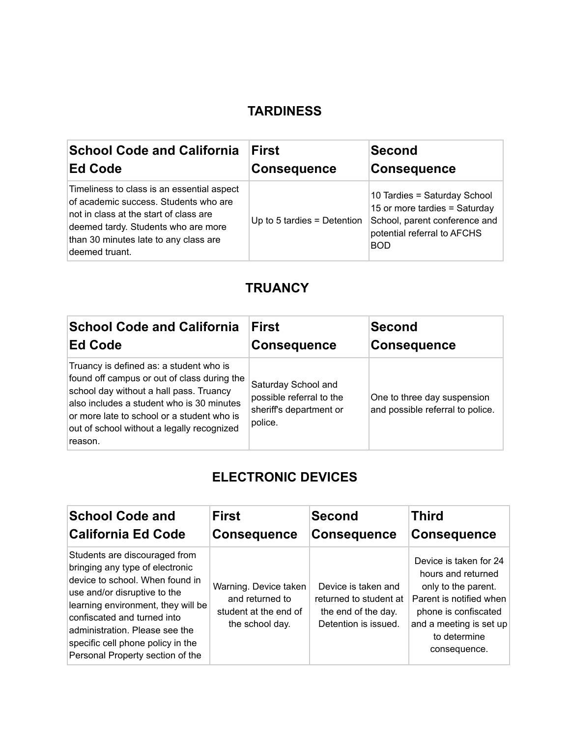## TARDINESS

| School Code and California Ed Code | First Consequence | Second Consequence |
|---|---|---|
| Timeliness to class is an essential aspect of academic success. Students who are not in class at the start of class are deemed tardy. Students who are more than 30 minutes late to any class are deemed truant. | Up to 5 tardies = Detention | 10 Tardies = Saturday School<br>15 or more tardies = Saturday School, parent conference and potential referral to AFCHS BOD |

## TRUANCY

| School Code and California Ed Code | First Consequence | Second Consequence |
|---|---|---|
| Truancy is defined as: a student who is found off campus or out of class during the school day without a hall pass. Truancy also includes a student who is 30 minutes or more late to school or a student who is out of school without a legally recognized reason. | Saturday School and possible referral to the sheriff's department or police. | One to three day suspension and possible referral to police. |

## ELECTRONIC DEVICES

| School Code and California Ed Code | First Consequence | Second Consequence | Third Consequence |
|---|---|---|---|
| Students are discouraged from bringing any type of electronic device to school. When found in use and/or disruptive to the learning environment, they will be confiscated and turned into administration. Please see the specific cell phone policy in the Personal Property section of the | Warning. Device taken and returned to student at the end of the school day. | Device is taken and returned to student at the end of the day. Detention is issued. | Device is taken for 24 hours and returned only to the parent. Parent is notified when phone is confiscated and a meeting is set up to determine consequence. |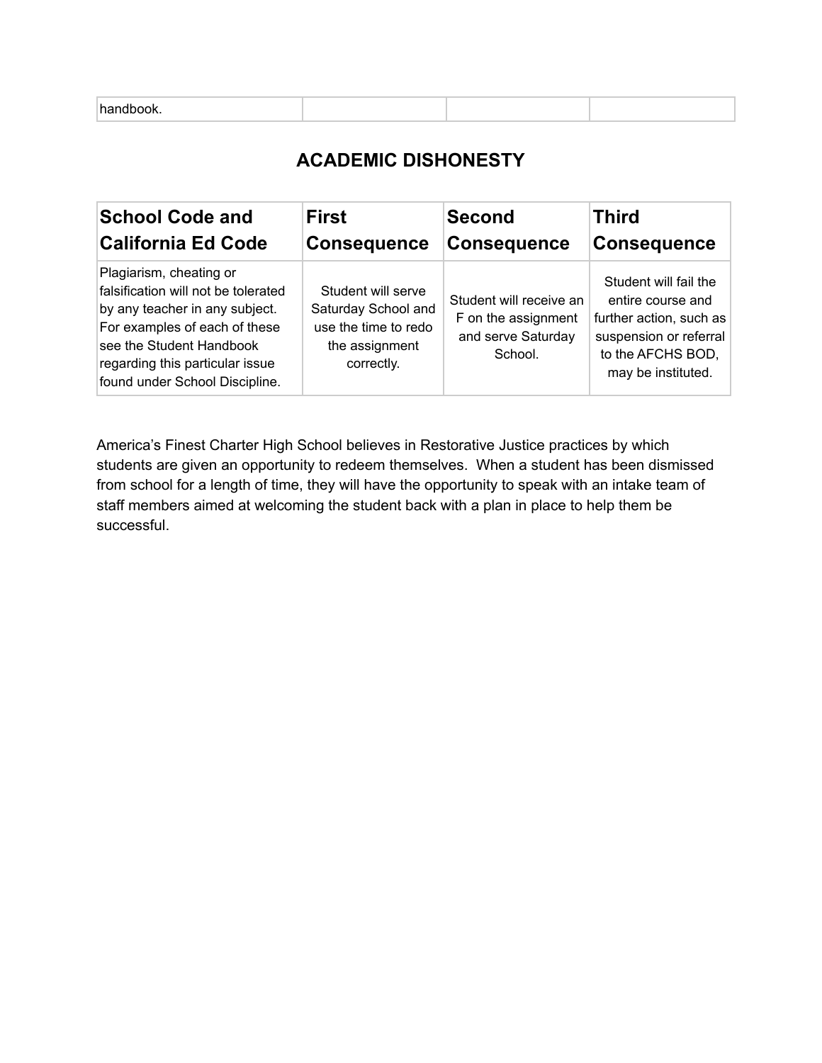| handbook. | | | |
|---|---|---|---|

## ACADEMIC DISHONESTY

| School Code and California Ed Code | First Consequence | Second Consequence | Third Consequence |
|---|---|---|---|
| Plagiarism, cheating or falsification will not be tolerated by any teacher in any subject. For examples of each of these see the Student Handbook regarding this particular issue found under School Discipline. | Student will serve Saturday School and use the time to redo the assignment correctly. | Student will receive an F on the assignment and serve Saturday School. | Student will fail the entire course and further action, such as suspension or referral to the AFCHS BOD, may be instituted. |

America's Finest Charter High School believes in Restorative Justice practices by which students are given an opportunity to redeem themselves. When a student has been dismissed from school for a length of time, they will have the opportunity to speak with an intake team of staff members aimed at welcoming the student back with a plan in place to help them be successful.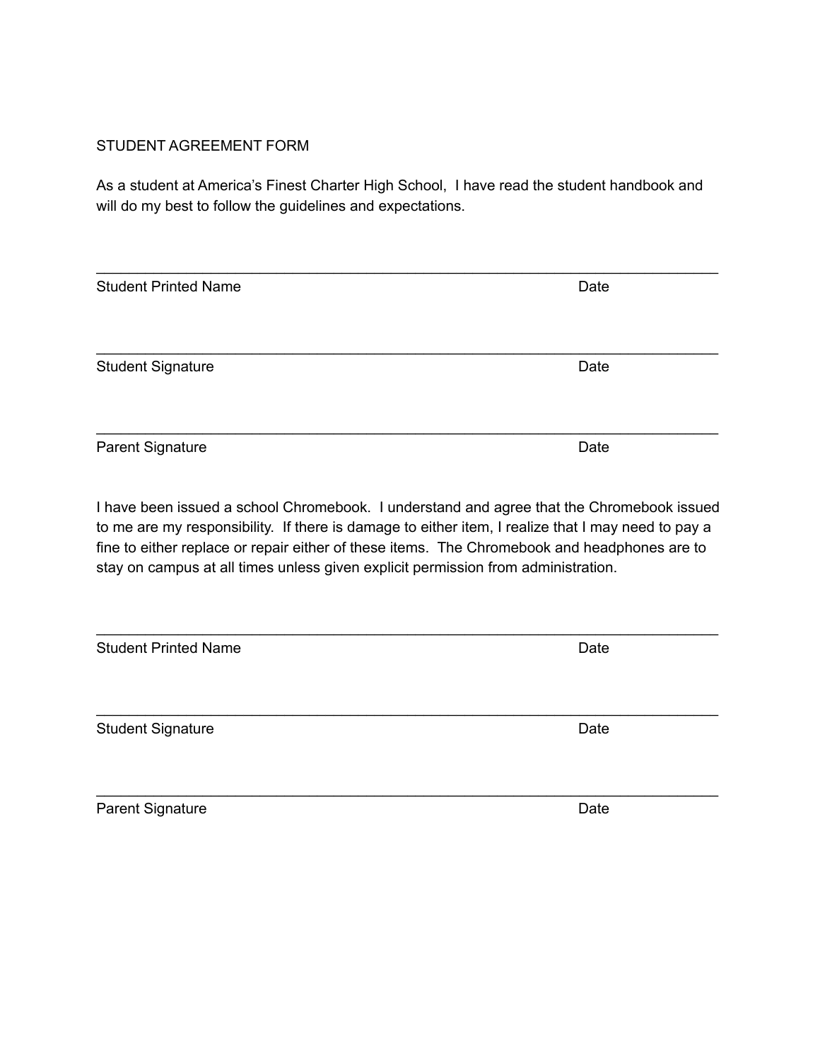STUDENT AGREEMENT FORM

As a student at America's Finest Charter High School, I have read the student handbook and will do my best to follow the guidelines and expectations.

_______________________________________________________________________________
Student Printed Name Date

_______________________________________________________________________________
Student Signature Date

_______________________________________________________________________________
Parent Signature Date

I have been issued a school Chromebook. I understand and agree that the Chromebook issued to me are my responsibility. If there is damage to either item, I realize that I may need to pay a fine to either replace or repair either of these items. The Chromebook and headphones are to stay on campus at all times unless given explicit permission from administration.

_______________________________________________________________________________
Student Printed Name Date

_______________________________________________________________________________
Student Signature Date

_______________________________________________________________________________
Parent Signature Date